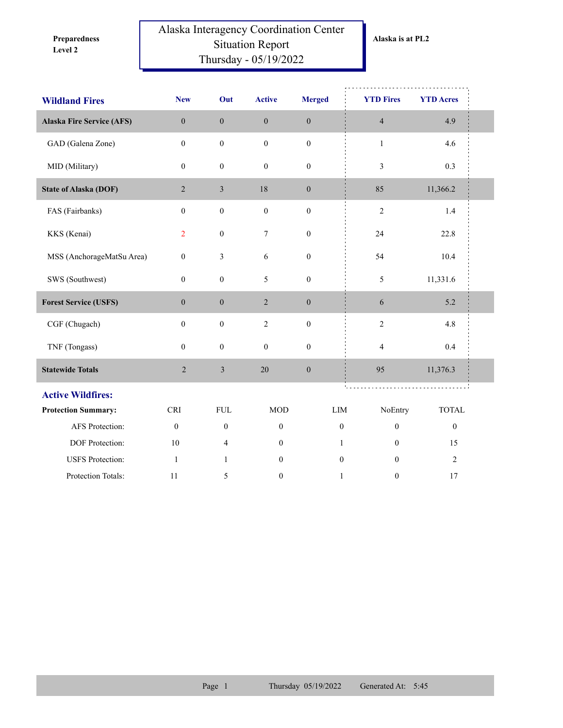**Preparedness Level 2**

# Alaska Interagency Coordination Center Situation Report Thursday - 05/19/2022

**Alaska is at PL2**

| Wildland Fires | New | Out | Active | Merged | YTD Fires | YTD Acres |
|---|---|---|---|---|---|---|
| **Alaska Fire Service (AFS)** | 0 | 0 | 0 | 0 | 4 | 4.9 |
| GAD (Galena Zone) | 0 | 0 | 0 | 0 | 1 | 4.6 |
| MID (Military) | 0 | 0 | 0 | 0 | 3 | 0.3 |
| **State of Alaska (DOF)** | 2 | 3 | 18 | 0 | 85 | 11,366.2 |
| FAS (Fairbanks) | 0 | 0 | 0 | 0 | 2 | 1.4 |
| KKS (Kenai) | 2 | 0 | 7 | 0 | 24 | 22.8 |
| MSS (AnchorageMatSu Area) | 0 | 3 | 6 | 0 | 54 | 10.4 |
| SWS (Southwest) | 0 | 0 | 5 | 0 | 5 | 11,331.6 |
| **Forest Service (USFS)** | 0 | 0 | 2 | 0 | 6 | 5.2 |
| CGF (Chugach) | 0 | 0 | 2 | 0 | 2 | 4.8 |
| TNF (Tongass) | 0 | 0 | 0 | 0 | 4 | 0.4 |
| **Statewide Totals** | 2 | 3 | 20 | 0 | 95 | 11,376.3 |

## Active Wildfires:

| Protection Summary: | CRI | FUL | MOD | LIM | NoEntry | TOTAL |
|---|---|---|---|---|---|---|
| AFS Protection: | 0 | 0 | 0 | 0 | 0 | 0 |
| DOF Protection: | 10 | 4 | 0 | 1 | 0 | 15 |
| USFS Protection: | 1 | 1 | 0 | 0 | 0 | 2 |
| Protection Totals: | 11 | 5 | 0 | 1 | 0 | 17 |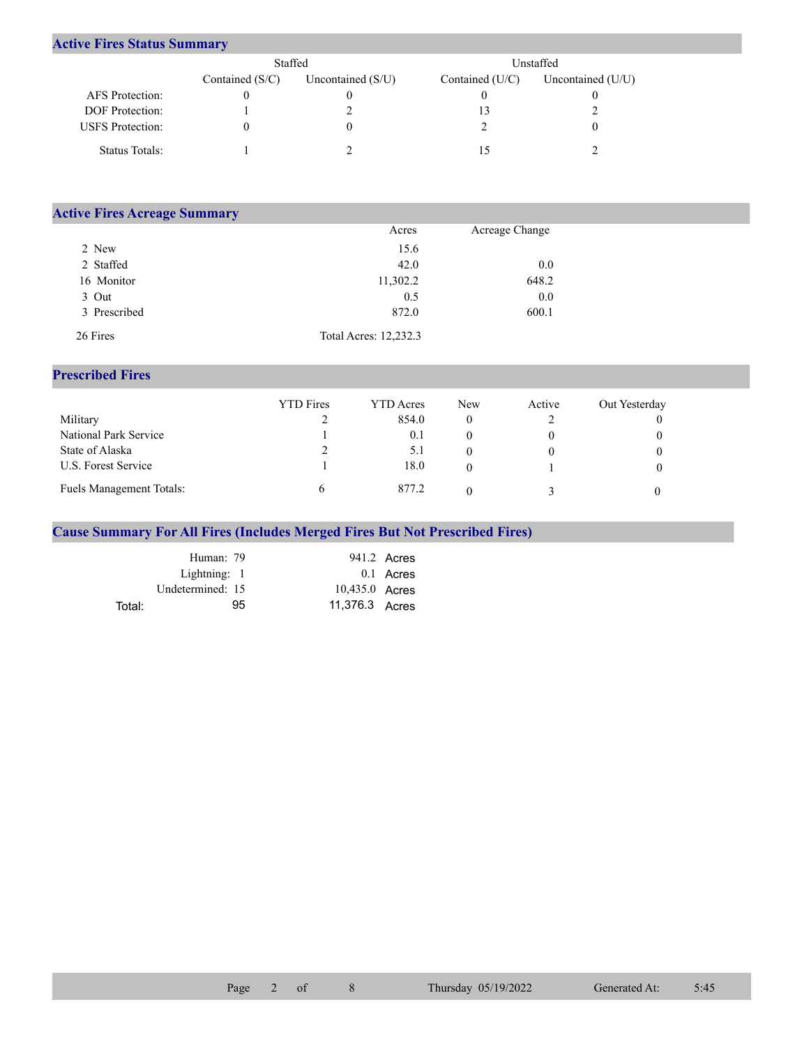## Active Fires Status Summary

| | Staffed | | Unstaffed | |
|---|---|---|---|---|
| | Contained (S/C) | Uncontained (S/U) | Contained (U/C) | Uncontained (U/U) |
| AFS Protection: | 0 | 0 | 0 | 0 |
| DOF Protection: | 1 | 2 | 13 | 2 |
| USFS Protection: | 0 | 0 | 2 | 0 |
| Status Totals: | 1 | 2 | 15 | 2 |

## Active Fires Acreage Summary

| | Acres | Acreage Change |
|---|---|---|
| 2 New | 15.6 | |
| 2 Staffed | 42.0 | 0.0 |
| 16 Monitor | 11,302.2 | 648.2 |
| 3 Out | 0.5 | 0.0 |
| 3 Prescribed | 872.0 | 600.1 |
| 26 Fires | Total Acres: 12,232.3 | |

## Prescribed Fires

| | YTD Fires | YTD Acres | New | Active | Out Yesterday |
|---|---|---|---|---|---|
| Military | 2 | 854.0 | 0 | 2 | 0 |
| National Park Service | 1 | 0.1 | 0 | 0 | 0 |
| State of Alaska | 2 | 5.1 | 0 | 0 | 0 |
| U.S. Forest Service | 1 | 18.0 | 0 | 1 | 0 |
| Fuels Management Totals: | 6 | 877.2 | 0 | 3 | 0 |

## Cause Summary For All Fires (Includes Merged Fires But Not Prescribed Fires)

| | | |
|---|---|---|
| Human: | 79 | 941.2 Acres |
| Lightning: | 1 | 0.1 Acres |
| Undetermined: | 15 | 10,435.0 Acres |
| Total: | 95 | 11,376.3 Acres |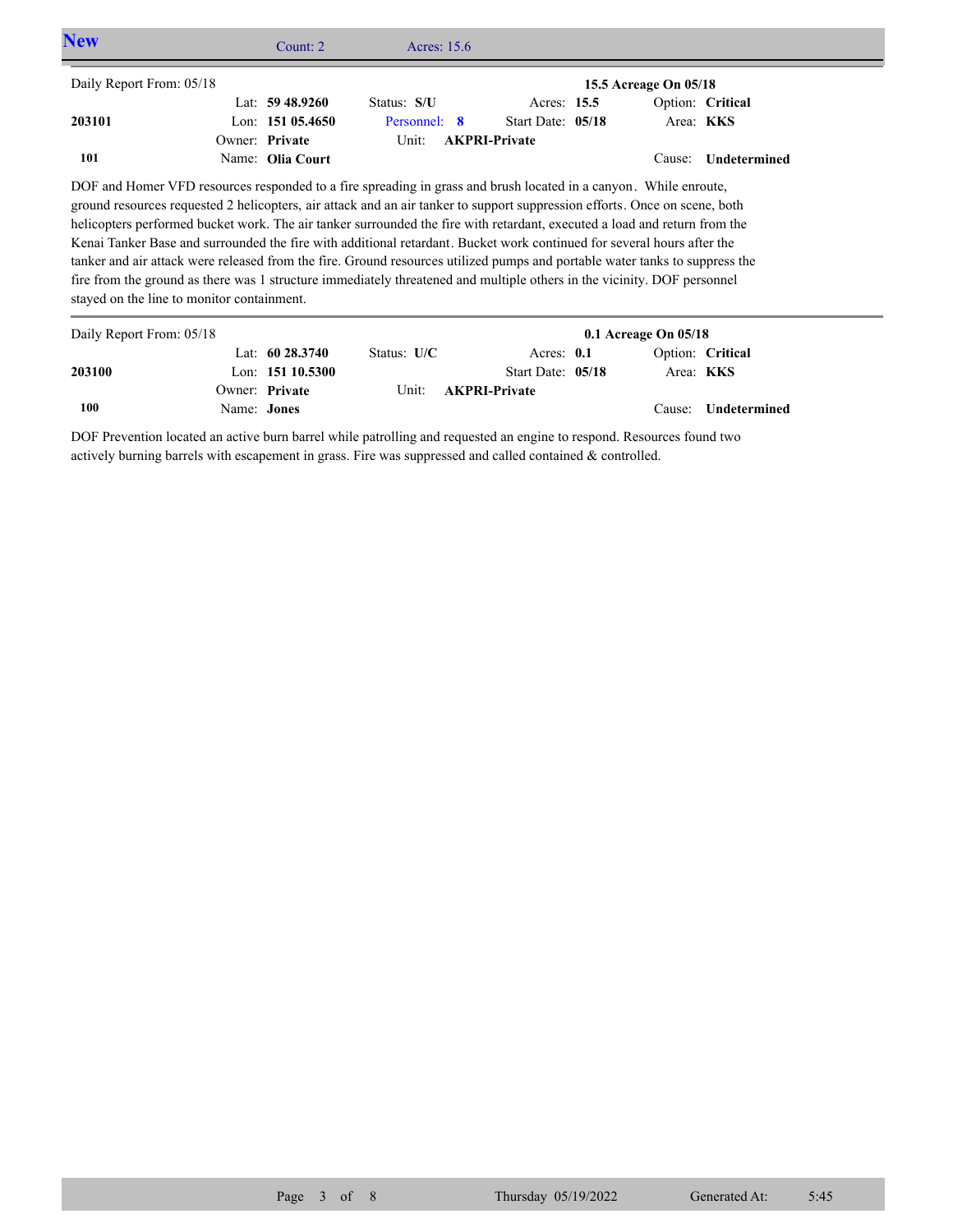## New

Count: 2 Acres: 15.6

Daily Report From: 05/18 **15.5 Acreage On 05/18**

| | | | | |
|---|---|---|---|---|
| | Lat: **59 48.9260** | Status: **S/U** | Acres: **15.5** | Option: **Critical** |
| **203101** | Lon: **151 05.4650** | Personnel: **8** | Start Date: **05/18** | Area: **KKS** |
| | Owner: **Private** | Unit: **AKPRI-Private** | | |
| **101** | Name: **Olia Court** | | | Cause: **Undetermined** |

DOF and Homer VFD resources responded to a fire spreading in grass and brush located in a canyon. While enroute, ground resources requested 2 helicopters, air attack and an air tanker to support suppression efforts. Once on scene, both helicopters performed bucket work. The air tanker surrounded the fire with retardant, executed a load and return from the Kenai Tanker Base and surrounded the fire with additional retardant. Bucket work continued for several hours after the tanker and air attack were released from the fire. Ground resources utilized pumps and portable water tanks to suppress the fire from the ground as there was 1 structure immediately threatened and multiple others in the vicinity. DOF personnel stayed on the line to monitor containment.

Daily Report From: 05/18 **0.1 Acreage On 05/18**

| | | | | |
|---|---|---|---|---|
| | Lat: **60 28.3740** | Status: **U/C** | Acres: **0.1** | Option: **Critical** |
| **203100** | Lon: **151 10.5300** | | Start Date: **05/18** | Area: **KKS** |
| | Owner: **Private** | Unit: **AKPRI-Private** | | |
| **100** | Name: **Jones** | | | Cause: **Undetermined** |

DOF Prevention located an active burn barrel while patrolling and requested an engine to respond. Resources found two actively burning barrels with escapement in grass. Fire was suppressed and called contained & controlled.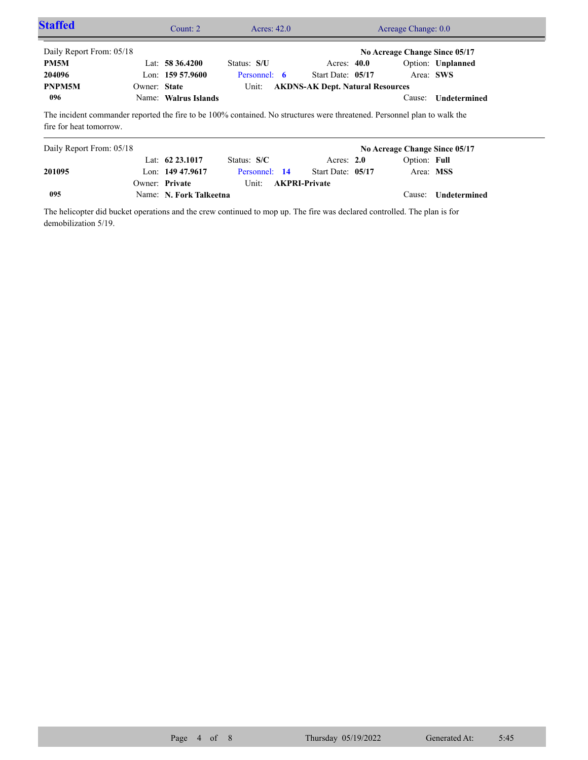## Staffed

Count: 2 | Acres: 42.0 | Acreage Change: 0.0

---

Daily Report From: 05/18 — **No Acreage Change Since 05/17**

| | | | | |
|---|---|---|---|---|
| **PM5M** | Lat: **58 36.4200** | Status: **S/U** | Acres: **40.0** | Option: **Unplanned** |
| **204096** | Lon: **159 57.9600** | Personnel: **6** | Start Date: **05/17** | Area: **SWS** |
| **PNPM5M** | Owner: **State** | Unit: **AKDNS-AK Dept. Natural Resources** | | |
| **096** | Name: **Walrus Islands** | | | Cause: **Undetermined** |

The incident commander reported the fire to be 100% contained. No structures were threatened. Personnel plan to walk the fire for heat tomorrow.

---

Daily Report From: 05/18 — **No Acreage Change Since 05/17**

| | | | | |
|---|---|---|---|---|
| | Lat: **62 23.1017** | Status: **S/C** | Acres: **2.0** | Option: **Full** |
| **201095** | Lon: **149 47.9617** | Personnel: **14** | Start Date: **05/17** | Area: **MSS** |
| | Owner: **Private** | Unit: **AKPRI-Private** | | |
| **095** | Name: **N. Fork Talkeetna** | | | Cause: **Undetermined** |

The helicopter did bucket operations and the crew continued to mop up. The fire was declared controlled. The plan is for demobilization 5/19.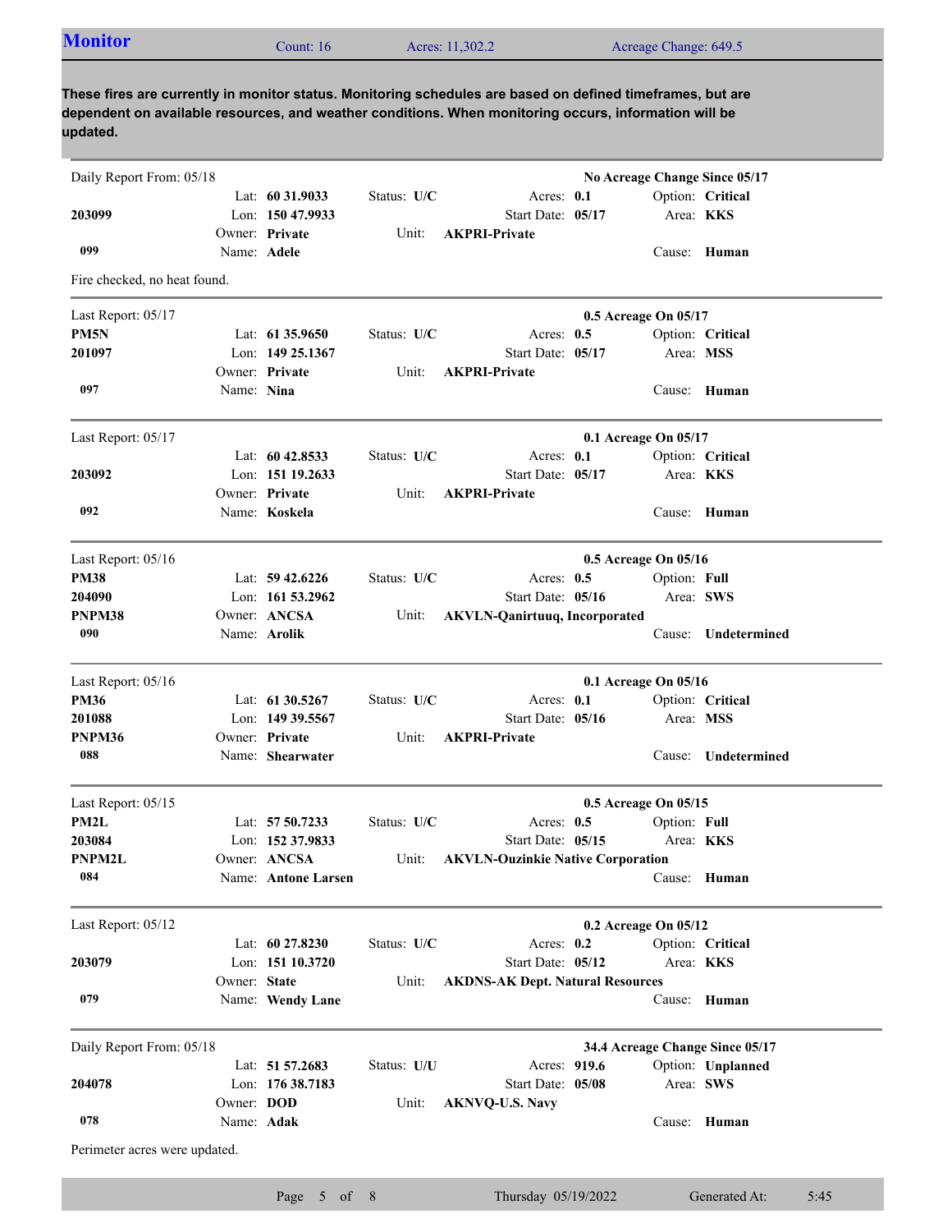## Monitor

Count: 16 | Acres: 11,302.2 | Acreage Change: 649.5

**These fires are currently in monitor status. Monitoring schedules are based on defined timeframes, but are dependent on available resources, and weather conditions. When monitoring occurs, information will be updated.**

---

Daily Report From: 05/18 — **No Acreage Change Since 05/17**

| | | | | |
|---|---|---|---|---|
| | Lat: **60 31.9033** | Status: **U/C** | Acres: **0.1** | Option: **Critical** |
| **203099** | Lon: **150 47.9933** | | Start Date: **05/17** | Area: **KKS** |
| | Owner: **Private** | Unit: **AKPRI-Private** | | |
| **099** | Name: **Adele** | | | Cause: **Human** |

Fire checked, no heat found.

---

Last Report: 05/17 — **0.5 Acreage On 05/17**

| | | | | |
|---|---|---|---|---|
| **PM5N** | Lat: **61 35.9650** | Status: **U/C** | Acres: **0.5** | Option: **Critical** |
| **201097** | Lon: **149 25.1367** | | Start Date: **05/17** | Area: **MSS** |
| | Owner: **Private** | Unit: **AKPRI-Private** | | |
| **097** | Name: **Nina** | | | Cause: **Human** |

---

Last Report: 05/17 — **0.1 Acreage On 05/17**

| | | | | |
|---|---|---|---|---|
| | Lat: **60 42.8533** | Status: **U/C** | Acres: **0.1** | Option: **Critical** |
| **203092** | Lon: **151 19.2633** | | Start Date: **05/17** | Area: **KKS** |
| | Owner: **Private** | Unit: **AKPRI-Private** | | |
| **092** | Name: **Koskela** | | | Cause: **Human** |

---

Last Report: 05/16 — **0.5 Acreage On 05/16**

| | | | | |
|---|---|---|---|---|
| **PM38** | Lat: **59 42.6226** | Status: **U/C** | Acres: **0.5** | Option: **Full** |
| **204090** | Lon: **161 53.2962** | | Start Date: **05/16** | Area: **SWS** |
| **PNPM38** | Owner: **ANCSA** | Unit: **AKVLN-Qanirtuuq, Incorporated** | | |
| **090** | Name: **Arolik** | | | Cause: **Undetermined** |

---

Last Report: 05/16 — **0.1 Acreage On 05/16**

| | | | | |
|---|---|---|---|---|
| **PM36** | Lat: **61 30.5267** | Status: **U/C** | Acres: **0.1** | Option: **Critical** |
| **201088** | Lon: **149 39.5567** | | Start Date: **05/16** | Area: **MSS** |
| **PNPM36** | Owner: **Private** | Unit: **AKPRI-Private** | | |
| **088** | Name: **Shearwater** | | | Cause: **Undetermined** |

---

Last Report: 05/15 — **0.5 Acreage On 05/15**

| | | | | |
|---|---|---|---|---|
| **PM2L** | Lat: **57 50.7233** | Status: **U/C** | Acres: **0.5** | Option: **Full** |
| **203084** | Lon: **152 37.9833** | | Start Date: **05/15** | Area: **KKS** |
| **PNPM2L** | Owner: **ANCSA** | Unit: **AKVLN-Ouzinkie Native Corporation** | | |
| **084** | Name: **Antone Larsen** | | | Cause: **Human** |

---

Last Report: 05/12 — **0.2 Acreage On 05/12**

| | | | | |
|---|---|---|---|---|
| | Lat: **60 27.8230** | Status: **U/C** | Acres: **0.2** | Option: **Critical** |
| **203079** | Lon: **151 10.3720** | | Start Date: **05/12** | Area: **KKS** |
| | Owner: **State** | Unit: **AKDNS-AK Dept. Natural Resources** | | |
| **079** | Name: **Wendy Lane** | | | Cause: **Human** |

---

Daily Report From: 05/18 — **34.4 Acreage Change Since 05/17**

| | | | | |
|---|---|---|---|---|
| | Lat: **51 57.2683** | Status: **U/U** | Acres: **919.6** | Option: **Unplanned** |
| **204078** | Lon: **176 38.7183** | | Start Date: **05/08** | Area: **SWS** |
| | Owner: **DOD** | Unit: **AKNVQ-U.S. Navy** | | |
| **078** | Name: **Adak** | | | Cause: **Human** |

Perimeter acres were updated.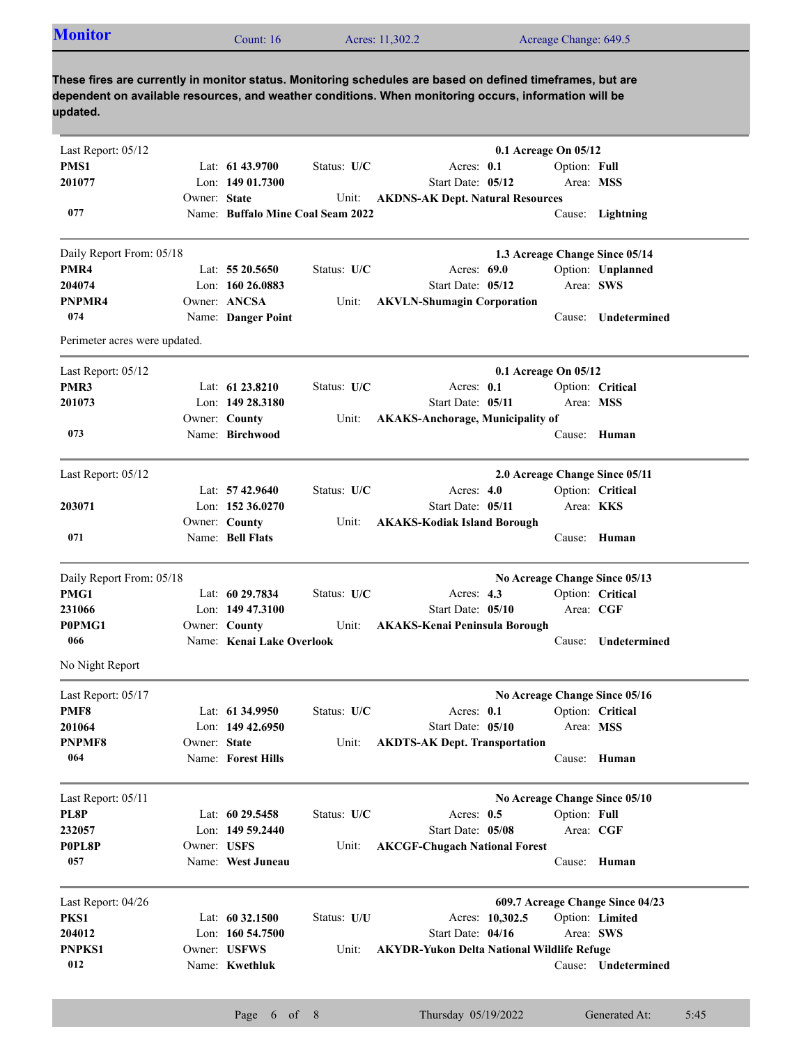## Monitor

Count: 16 | Acres: 11,302.2 | Acreage Change: 649.5

**These fires are currently in monitor status. Monitoring schedules are based on defined timeframes, but are dependent on available resources, and weather conditions. When monitoring occurs, information will be updated.**

---

Last Report: 05/12 — **0.1 Acreage On 05/12**

| | | | |
|---|---|---|---|
| **PMS1** | Lat: **61 43.9700** | Status: **U/C** | Acres: **0.1** | 
| **201077** | Lon: **149 01.7300** | Start Date: **05/12** | Option: **Full** |
| | Owner: **State** | Unit: **AKDNS-AK Dept. Natural Resources** | Area: **MSS** |
| **077** | Name: **Buffalo Mine Coal Seam 2022** | | Cause: **Lightning** |

---

Daily Report From: 05/18 — **1.3 Acreage Change Since 05/14**

| | | | |
|---|---|---|---|
| **PMR4** | Lat: **55 20.5650** | Status: **U/C** | Acres: **69.0** |
| **204074** | Lon: **160 26.0883** | Start Date: **05/12** | Option: **Unplanned** |
| **PNPMR4** | Owner: **ANCSA** | Unit: **AKVLN-Shumagin Corporation** | Area: **SWS** |
| **074** | Name: **Danger Point** | | Cause: **Undetermined** |

Perimeter acres were updated.

---

Last Report: 05/12 — **0.1 Acreage On 05/12**

| | | | |
|---|---|---|---|
| **PMR3** | Lat: **61 23.8210** | Status: **U/C** | Acres: **0.1** |
| **201073** | Lon: **149 28.3180** | Start Date: **05/11** | Option: **Critical** |
| | Owner: **County** | Unit: **AKAKS-Anchorage, Municipality of** | Area: **MSS** |
| **073** | Name: **Birchwood** | | Cause: **Human** |

---

Last Report: 05/12 — **2.0 Acreage Change Since 05/11**

| | | | |
|---|---|---|---|
| | Lat: **57 42.9640** | Status: **U/C** | Acres: **4.0** |
| **203071** | Lon: **152 36.0270** | Start Date: **05/11** | Option: **Critical** |
| | Owner: **County** | Unit: **AKAKS-Kodiak Island Borough** | Area: **KKS** |
| **071** | Name: **Bell Flats** | | Cause: **Human** |

---

Daily Report From: 05/18 — **No Acreage Change Since 05/13**

| | | | |
|---|---|---|---|
| **PMG1** | Lat: **60 29.7834** | Status: **U/C** | Acres: **4.3** |
| **231066** | Lon: **149 47.3100** | Start Date: **05/10** | Option: **Critical** |
| **P0PMG1** | Owner: **County** | Unit: **AKAKS-Kenai Peninsula Borough** | Area: **CGF** |
| **066** | Name: **Kenai Lake Overlook** | | Cause: **Undetermined** |

No Night Report

---

Last Report: 05/17 — **No Acreage Change Since 05/16**

| | | | |
|---|---|---|---|
| **PMF8** | Lat: **61 34.9950** | Status: **U/C** | Acres: **0.1** |
| **201064** | Lon: **149 42.6950** | Start Date: **05/10** | Option: **Critical** |
| **PNPMF8** | Owner: **State** | Unit: **AKDTS-AK Dept. Transportation** | Area: **MSS** |
| **064** | Name: **Forest Hills** | | Cause: **Human** |

---

Last Report: 05/11 — **No Acreage Change Since 05/10**

| | | | |
|---|---|---|---|
| **PL8P** | Lat: **60 29.5458** | Status: **U/C** | Acres: **0.5** |
| **232057** | Lon: **149 59.2440** | Start Date: **05/08** | Option: **Full** |
| **P0PL8P** | Owner: **USFS** | Unit: **AKCGF-Chugach National Forest** | Area: **CGF** |
| **057** | Name: **West Juneau** | | Cause: **Human** |

---

Last Report: 04/26 — **609.7 Acreage Change Since 04/23**

| | | | |
|---|---|---|---|
| **PKS1** | Lat: **60 32.1500** | Status: **U/U** | Acres: **10,302.5** |
| **204012** | Lon: **160 54.7500** | Start Date: **04/16** | Option: **Limited** |
| **PNPKS1** | Owner: **USFWS** | Unit: **AKYDR-Yukon Delta National Wildlife Refuge** | Area: **SWS** |
| **012** | Name: **Kwethluk** | | Cause: **Undetermined** |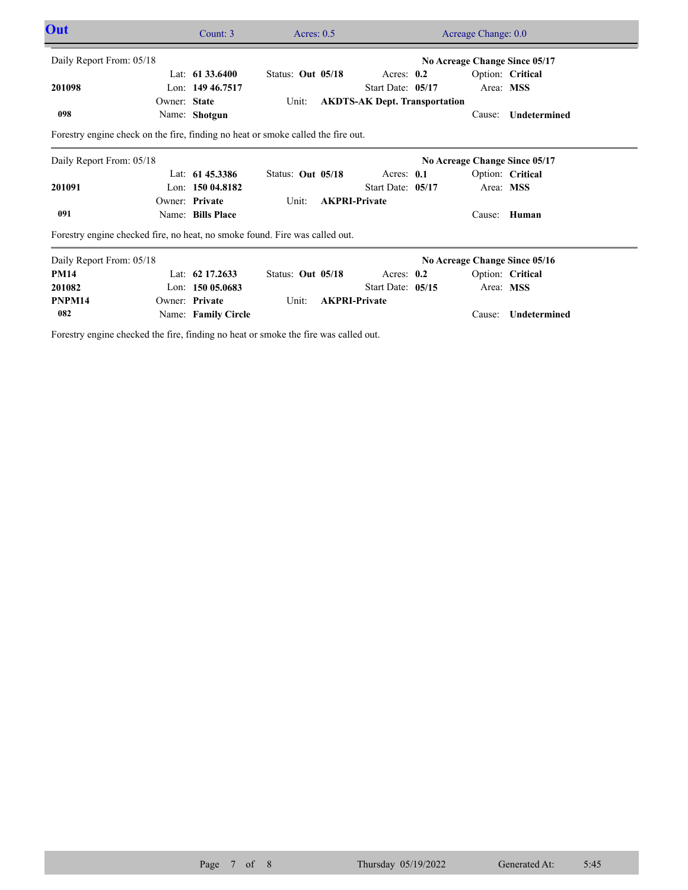## Out

Count: 3 | Acres: 0.5 | Acreage Change: 0.0

---

Daily Report From: 05/18 — **No Acreage Change Since 05/17**

| | | | | | |
|---|---|---|---|---|---|
| | Lat: **61 33.6400** | Status: **Out 05/18** | Acres: **0.2** | Option: **Critical** | |
| **201098** | Lon: **149 46.7517** | | Start Date: **05/17** | Area: **MSS** | |
| | Owner: **State** | Unit: **AKDTS-AK Dept. Transportation** | | | |
| **098** | Name: **Shotgun** | | | Cause: **Undetermined** | |

Forestry engine check on the fire, finding no heat or smoke called the fire out.

---

Daily Report From: 05/18 — **No Acreage Change Since 05/17**

| | | | | | |
|---|---|---|---|---|---|
| | Lat: **61 45.3386** | Status: **Out 05/18** | Acres: **0.1** | Option: **Critical** | |
| **201091** | Lon: **150 04.8182** | | Start Date: **05/17** | Area: **MSS** | |
| | Owner: **Private** | Unit: **AKPRI-Private** | | | |
| **091** | Name: **Bills Place** | | | Cause: **Human** | |

Forestry engine checked fire, no heat, no smoke found. Fire was called out.

---

Daily Report From: 05/18 — **No Acreage Change Since 05/16**

| | | | | | |
|---|---|---|---|---|---|
| **PM14** | Lat: **62 17.2633** | Status: **Out 05/18** | Acres: **0.2** | Option: **Critical** | |
| **201082** | Lon: **150 05.0683** | | Start Date: **05/15** | Area: **MSS** | |
| **PNPM14** | Owner: **Private** | Unit: **AKPRI-Private** | | | |
| **082** | Name: **Family Circle** | | | Cause: **Undetermined** | |

Forestry engine checked the fire, finding no heat or smoke the fire was called out.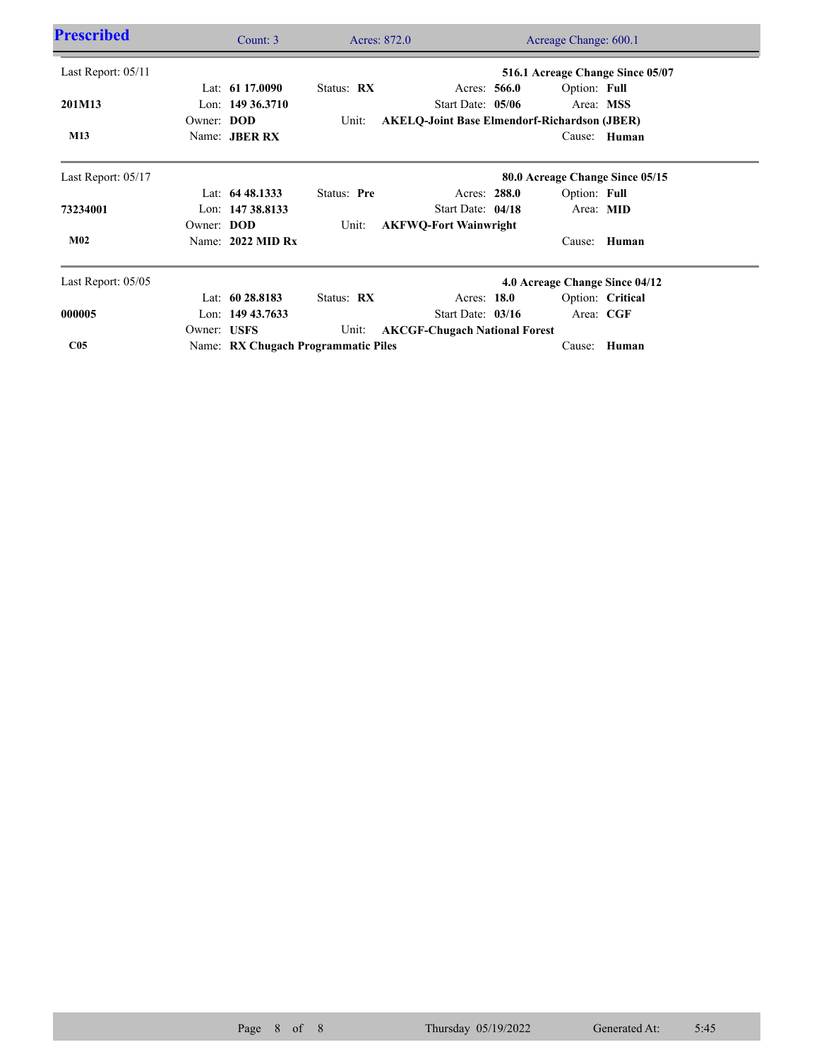## Prescribed

Count: 3 Acres: 872.0 Acreage Change: 600.1

---

Last Report: 05/11 — **516.1 Acreage Change Since 05/07**

**201M13**

**M13**

Lat: **61 17.0090**
Lon: **149 36.3710**
Owner: **DOD**
Name: **JBER RX**

Status: **RX**
Unit: **AKELQ-Joint Base Elmendorf-Richardson (JBER)**

Acres: **566.0**
Start Date: **05/06**

Option: **Full**
Area: **MSS**
Cause: **Human**

---

Last Report: 05/17 — **80.0 Acreage Change Since 05/15**

**73234001**

**M02**

Lat: **64 48.1333**
Lon: **147 38.8133**
Owner: **DOD**
Name: **2022 MID Rx**

Status: **Pre**
Unit: **AKFWQ-Fort Wainwright**

Acres: **288.0**
Start Date: **04/18**

Option: **Full**
Area: **MID**
Cause: **Human**

---

Last Report: 05/05 — **4.0 Acreage Change Since 04/12**

**000005**

**C05**

Lat: **60 28.8183**
Lon: **149 43.7633**
Owner: **USFS**
Name: **RX Chugach Programmatic Piles**

Status: **RX**
Unit: **AKCGF-Chugach National Forest**

Acres: **18.0**
Start Date: **03/16**

Option: **Critical**
Area: **CGF**
Cause: **Human**